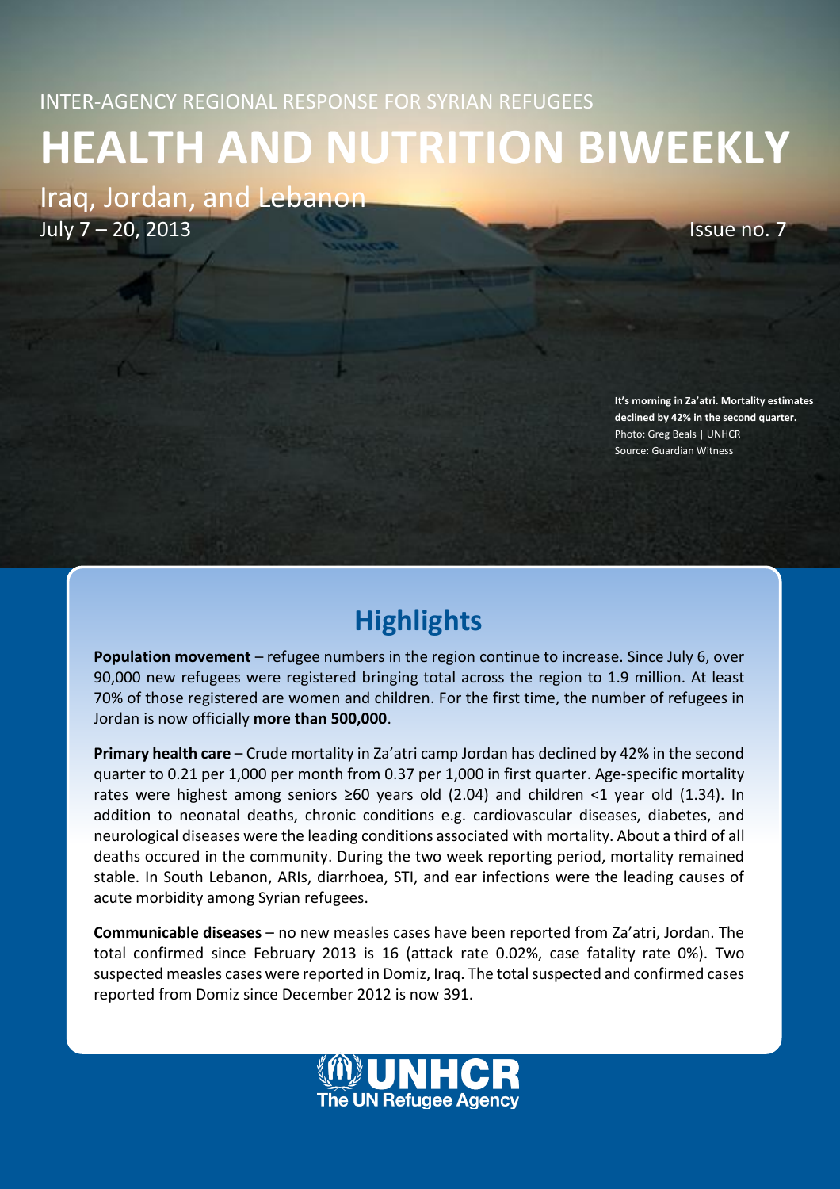INTER-AGENCY REGIONAL RESPONSE FOR SYRIAN REFUGEES

# HEALTH AND NUTRITION BIWEEKLY

Iraq, Jordan, and Lebanon

July 7 – 20, 2013

Issue no. 7

**It's morning in Za'atri. Mortality estimates declined by 42% in the second quarter.**
Photo: Greg Beals | UNHCR
Source: Guardian Witness

## Highlights

**Population movement** – refugee numbers in the region continue to increase. Since July 6, over 90,000 new refugees were registered bringing total across the region to 1.9 million. At least 70% of those registered are women and children. For the first time, the number of refugees in Jordan is now officially **more than 500,000**.

**Primary health care** – Crude mortality in Za'atri camp Jordan has declined by 42% in the second quarter to 0.21 per 1,000 per month from 0.37 per 1,000 in first quarter. Age-specific mortality rates were highest among seniors ≥60 years old (2.04) and children <1 year old (1.34). In addition to neonatal deaths, chronic conditions e.g. cardiovascular diseases, diabetes, and neurological diseases were the leading conditions associated with mortality. About a third of all deaths occured in the community. During the two week reporting period, mortality remained stable. In South Lebanon, ARIs, diarrhoea, STI, and ear infections were the leading causes of acute morbidity among Syrian refugees.

**Communicable diseases** – no new measles cases have been reported from Za'atri, Jordan. The total confirmed since February 2013 is 16 (attack rate 0.02%, case fatality rate 0%). Two suspected measles cases were reported in Domiz, Iraq. The total suspected and confirmed cases reported from Domiz since December 2012 is now 391.

UNHCR
The UN Refugee Agency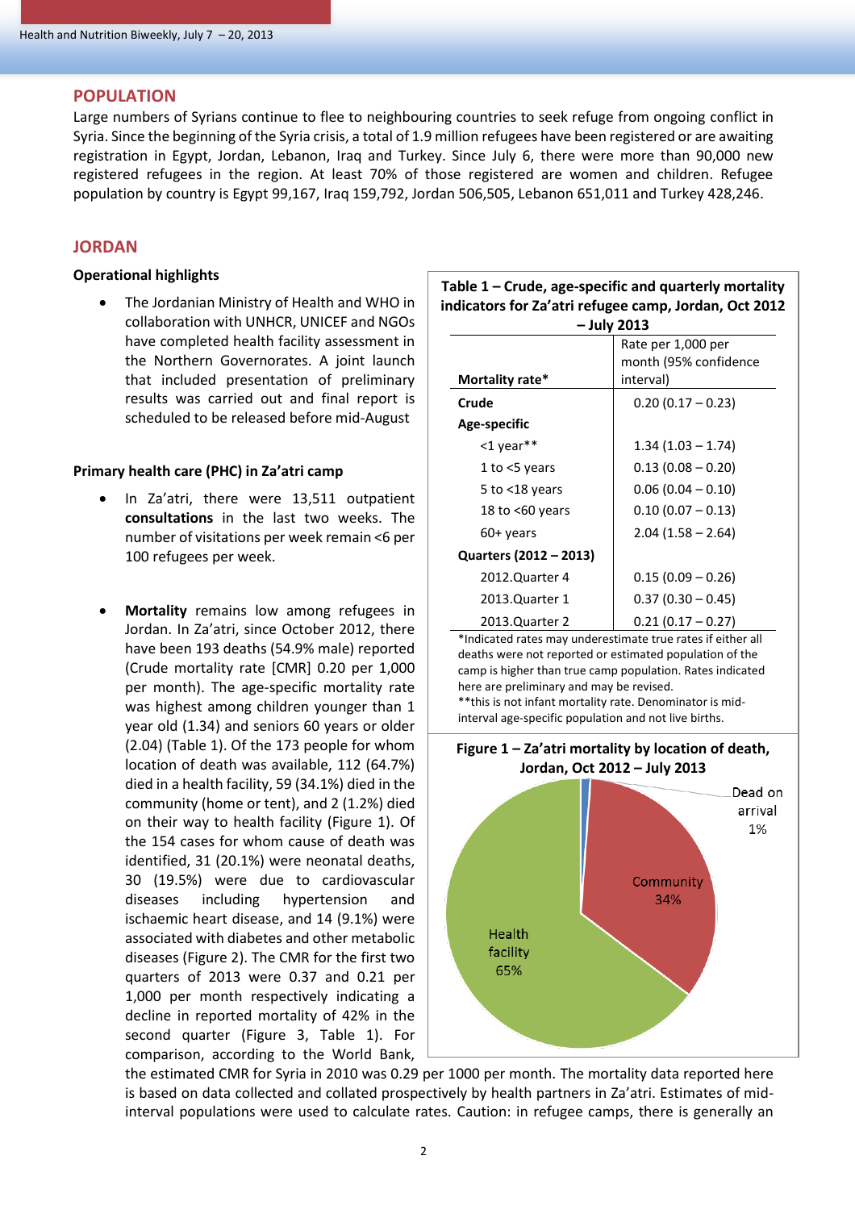## POPULATION

Large numbers of Syrians continue to flee to neighbouring countries to seek refuge from ongoing conflict in Syria. Since the beginning of the Syria crisis, a total of 1.9 million refugees have been registered or are awaiting registration in Egypt, Jordan, Lebanon, Iraq and Turkey. Since July 6, there were more than 90,000 new registered refugees in the region. At least 70% of those registered are women and children. Refugee population by country is Egypt 99,167, Iraq 159,792, Jordan 506,505, Lebanon 651,011 and Turkey 428,246.

## JORDAN

### Operational highlights

- The Jordanian Ministry of Health and WHO in collaboration with UNHCR, UNICEF and NGOs have completed health facility assessment in the Northern Governorates. A joint launch that included presentation of preliminary results was carried out and final report is scheduled to be released before mid-August

### Primary health care (PHC) in Za'atri camp

- In Za'atri, there were 13,511 outpatient **consultations** in the last two weeks. The number of visitations per week remain <6 per 100 refugees per week.

- **Mortality** remains low among refugees in Jordan. In Za'atri, since October 2012, there have been 193 deaths (54.9% male) reported (Crude mortality rate [CMR] 0.20 per 1,000 per month). The age-specific mortality rate was highest among children younger than 1 year old (1.34) and seniors 60 years or older (2.04) (Table 1). Of the 173 people for whom location of death was available, 112 (64.7%) died in a health facility, 59 (34.1%) died in the community (home or tent), and 2 (1.2%) died on their way to health facility (Figure 1). Of the 154 cases for whom cause of death was identified, 31 (20.1%) were neonatal deaths, 30 (19.5%) were due to cardiovascular diseases including hypertension and ischaemic heart disease, and 14 (9.1%) were associated with diabetes and other metabolic diseases (Figure 2). The CMR for the first two quarters of 2013 were 0.37 and 0.21 per 1,000 per month respectively indicating a decline in reported mortality of 42% in the second quarter (Figure 3, Table 1). For comparison, according to the World Bank, the estimated CMR for Syria in 2010 was 0.29 per 1000 per month. The mortality data reported here is based on data collected and collated prospectively by health partners in Za'atri. Estimates of mid-interval populations were used to calculate rates. Caution: in refugee camps, there is generally an

**Table 1 – Crude, age-specific and quarterly mortality indicators for Za'atri refugee camp, Jordan, Oct 2012 – July 2013**

| Mortality rate* | Rate per 1,000 per month (95% confidence interval) |
|---|---|
| **Crude** | 0.20 (0.17 – 0.23) |
| **Age-specific** | |
| <1 year** | 1.34 (1.03 – 1.74) |
| 1 to <5 years | 0.13 (0.08 – 0.20) |
| 5 to <18 years | 0.06 (0.04 – 0.10) |
| 18 to <60 years | 0.10 (0.07 – 0.13) |
| 60+ years | 2.04 (1.58 – 2.64) |
| **Quarters (2012 – 2013)** | |
| 2012.Quarter 4 | 0.15 (0.09 – 0.26) |
| 2013.Quarter 1 | 0.37 (0.30 – 0.45) |
| 2013.Quarter 2 | 0.21 (0.17 – 0.27) |

*Indicated rates may underestimate true rates if either all deaths were not reported or estimated population of the camp is higher than true camp population. Rates indicated here are preliminary and may be revised.
**this is not infant mortality rate. Denominator is mid-interval age-specific population and not live births.

**Figure 1 – Za'atri mortality by location of death, Jordan, Oct 2012 – July 2013**

Dead on arrival 1%; Community 34%; Health facility 65%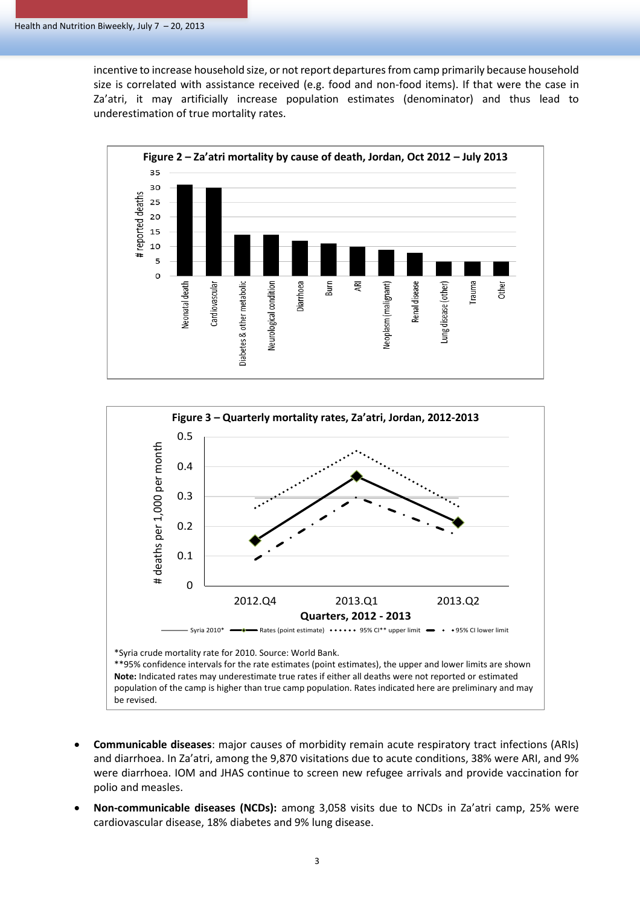incentive to increase household size, or not report departures from camp primarily because household size is correlated with assistance received (e.g. food and non-food items). If that were the case in Za'atri, it may artificially increase population estimates (denominator) and thus lead to underestimation of true mortality rates.

**Figure 2 – Za'atri mortality by cause of death, Jordan, Oct 2012 – July 2013**

**Figure 3 – Quarterly mortality rates, Za'atri, Jordan, 2012-2013**

*Syria crude mortality rate for 2010. Source: World Bank.

**95% confidence intervals for the rate estimates (point estimates), the upper and lower limits are shown

**Note:** Indicated rates may underestimate true rates if either all deaths were not reported or estimated population of the camp is higher than true camp population. Rates indicated here are preliminary and may be revised.

- **Communicable diseases**: major causes of morbidity remain acute respiratory tract infections (ARIs) and diarrhoea. In Za'atri, among the 9,870 visitations due to acute conditions, 38% were ARI, and 9% were diarrhoea. IOM and JHAS continue to screen new refugee arrivals and provide vaccination for polio and measles.
- **Non-communicable diseases (NCDs):** among 3,058 visits due to NCDs in Za'atri camp, 25% were cardiovascular disease, 18% diabetes and 9% lung disease.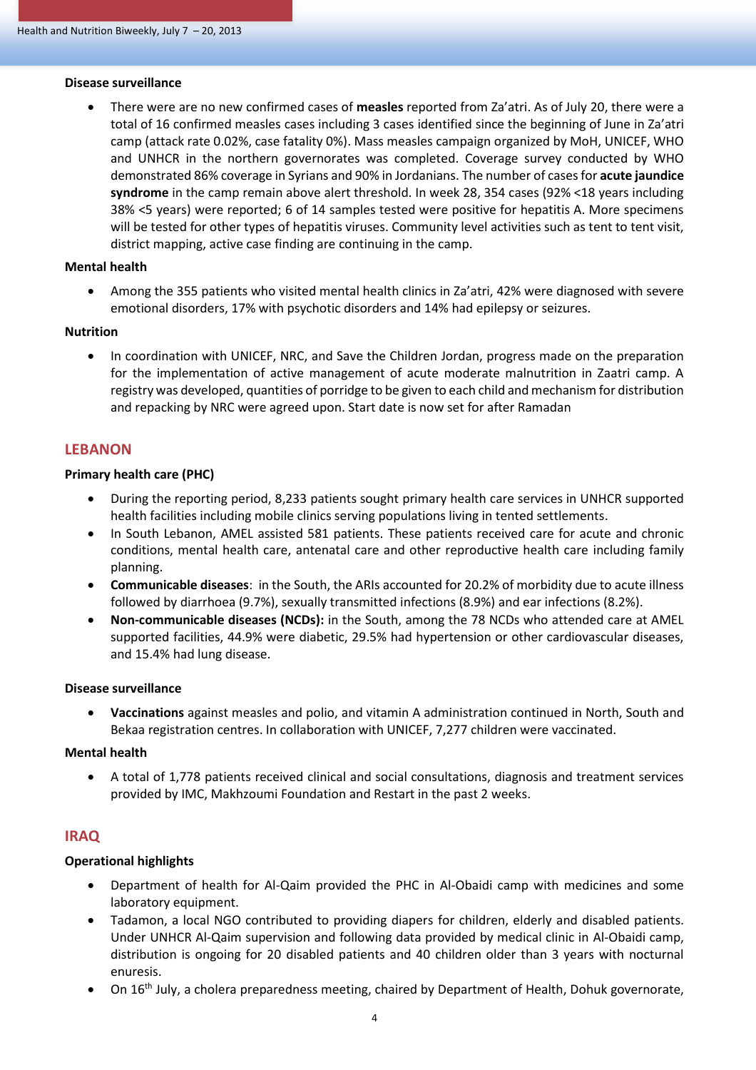**Disease surveillance**

- There were are no new confirmed cases of **measles** reported from Za'atri. As of July 20, there were a total of 16 confirmed measles cases including 3 cases identified since the beginning of June in Za'atri camp (attack rate 0.02%, case fatality 0%). Mass measles campaign organized by MoH, UNICEF, WHO and UNHCR in the northern governorates was completed. Coverage survey conducted by WHO demonstrated 86% coverage in Syrians and 90% in Jordanians. The number of cases for **acute jaundice syndrome** in the camp remain above alert threshold. In week 28, 354 cases (92% <18 years including 38% <5 years) were reported; 6 of 14 samples tested were positive for hepatitis A. More specimens will be tested for other types of hepatitis viruses. Community level activities such as tent to tent visit, district mapping, active case finding are continuing in the camp.

**Mental health**

- Among the 355 patients who visited mental health clinics in Za'atri, 42% were diagnosed with severe emotional disorders, 17% with psychotic disorders and 14% had epilepsy or seizures.

**Nutrition**

- In coordination with UNICEF, NRC, and Save the Children Jordan, progress made on the preparation for the implementation of active management of acute moderate malnutrition in Zaatri camp. A registry was developed, quantities of porridge to be given to each child and mechanism for distribution and repacking by NRC were agreed upon. Start date is now set for after Ramadan

## LEBANON

**Primary health care (PHC)**

- During the reporting period, 8,233 patients sought primary health care services in UNHCR supported health facilities including mobile clinics serving populations living in tented settlements.
- In South Lebanon, AMEL assisted 581 patients. These patients received care for acute and chronic conditions, mental health care, antenatal care and other reproductive health care including family planning.
- **Communicable diseases**: in the South, the ARIs accounted for 20.2% of morbidity due to acute illness followed by diarrhoea (9.7%), sexually transmitted infections (8.9%) and ear infections (8.2%).
- **Non-communicable diseases (NCDs):** in the South, among the 78 NCDs who attended care at AMEL supported facilities, 44.9% were diabetic, 29.5% had hypertension or other cardiovascular diseases, and 15.4% had lung disease.

**Disease surveillance**

- **Vaccinations** against measles and polio, and vitamin A administration continued in North, South and Bekaa registration centres. In collaboration with UNICEF, 7,277 children were vaccinated.

**Mental health**

- A total of 1,778 patients received clinical and social consultations, diagnosis and treatment services provided by IMC, Makhzoumi Foundation and Restart in the past 2 weeks.

## IRAQ

**Operational highlights**

- Department of health for Al-Qaim provided the PHC in Al-Obaidi camp with medicines and some laboratory equipment.
- Tadamon, a local NGO contributed to providing diapers for children, elderly and disabled patients. Under UNHCR Al-Qaim supervision and following data provided by medical clinic in Al-Obaidi camp, distribution is ongoing for 20 disabled patients and 40 children older than 3 years with nocturnal enuresis.
- On 16th July, a cholera preparedness meeting, chaired by Department of Health, Dohuk governorate,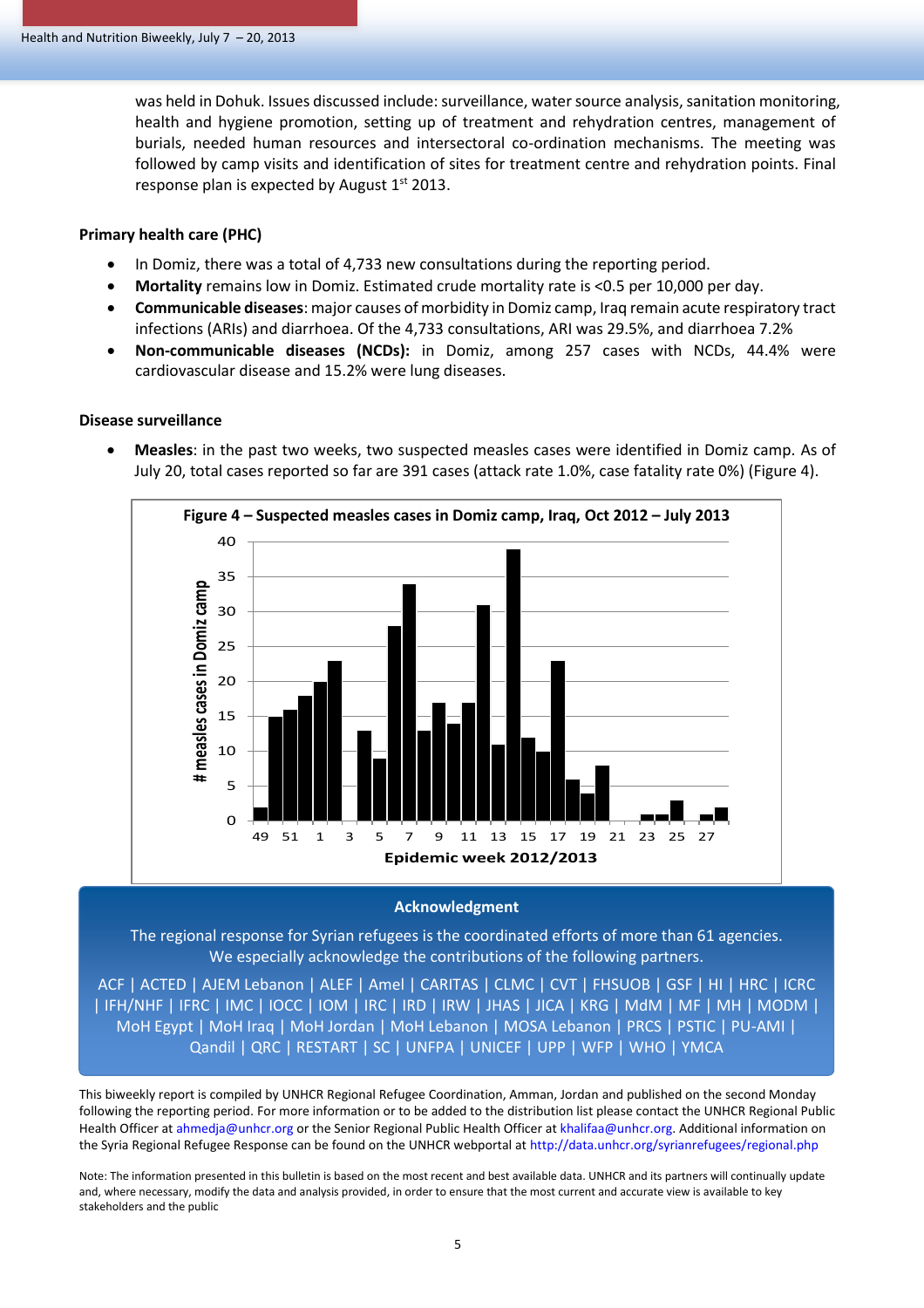was held in Dohuk. Issues discussed include: surveillance, water source analysis, sanitation monitoring, health and hygiene promotion, setting up of treatment and rehydration centres, management of burials, needed human resources and intersectoral co-ordination mechanisms. The meeting was followed by camp visits and identification of sites for treatment centre and rehydration points. Final response plan is expected by August 1st 2013.

### Primary health care (PHC)

- In Domiz, there was a total of 4,733 new consultations during the reporting period.
- **Mortality** remains low in Domiz. Estimated crude mortality rate is <0.5 per 10,000 per day.
- **Communicable diseases**: major causes of morbidity in Domiz camp, Iraq remain acute respiratory tract infections (ARIs) and diarrhoea. Of the 4,733 consultations, ARI was 29.5%, and diarrhoea 7.2%
- **Non-communicable diseases (NCDs):** in Domiz, among 257 cases with NCDs, 44.4% were cardiovascular disease and 15.2% were lung diseases.

### Disease surveillance

- **Measles**: in the past two weeks, two suspected measles cases were identified in Domiz camp. As of July 20, total cases reported so far are 391 cases (attack rate 1.0%, case fatality rate 0%) (Figure 4).

**Figure 4 – Suspected measles cases in Domiz camp, Iraq, Oct 2012 – July 2013**

# measles cases in Domiz camp

0
5
10
15
20
25
30
35
40

49 51 1 3 5 7 9 11 13 15 17 19 21 23 25 27

Epidemic week 2012/2013

### Acknowledgment

The regional response for Syrian refugees is the coordinated efforts of more than 61 agencies.
We especially acknowledge the contributions of the following partners.

ACF | ACTED | AJEM Lebanon | ALEF | Amel | CARITAS | CLMC | CVT | FHSUOB | GSF | HI | HRC | ICRC | IFH/NHF | IFRC | IMC | IOCC | IOM | IRC | IRD | IRW | JHAS | JICA | KRG | MdM | MF | MH | MODM | MoH Egypt | MoH Iraq | MoH Jordan | MoH Lebanon | MOSA Lebanon | PRCS | PSTIC | PU-AMI | Qandil | QRC | RESTART | SC | UNFPA | UNICEF | UPP | WFP | WHO | YMCA

This biweekly report is compiled by UNHCR Regional Refugee Coordination, Amman, Jordan and published on the second Monday following the reporting period. For more information or to be added to the distribution list please contact the UNHCR Regional Public Health Officer at ahmedja@unhcr.org or the Senior Regional Public Health Officer at khalifaa@unhcr.org. Additional information on the Syria Regional Refugee Response can be found on the UNHCR webportal at http://data.unhcr.org/syrianrefugees/regional.php

Note: The information presented in this bulletin is based on the most recent and best available data. UNHCR and its partners will continually update and, where necessary, modify the data and analysis provided, in order to ensure that the most current and accurate view is available to key stakeholders and the public